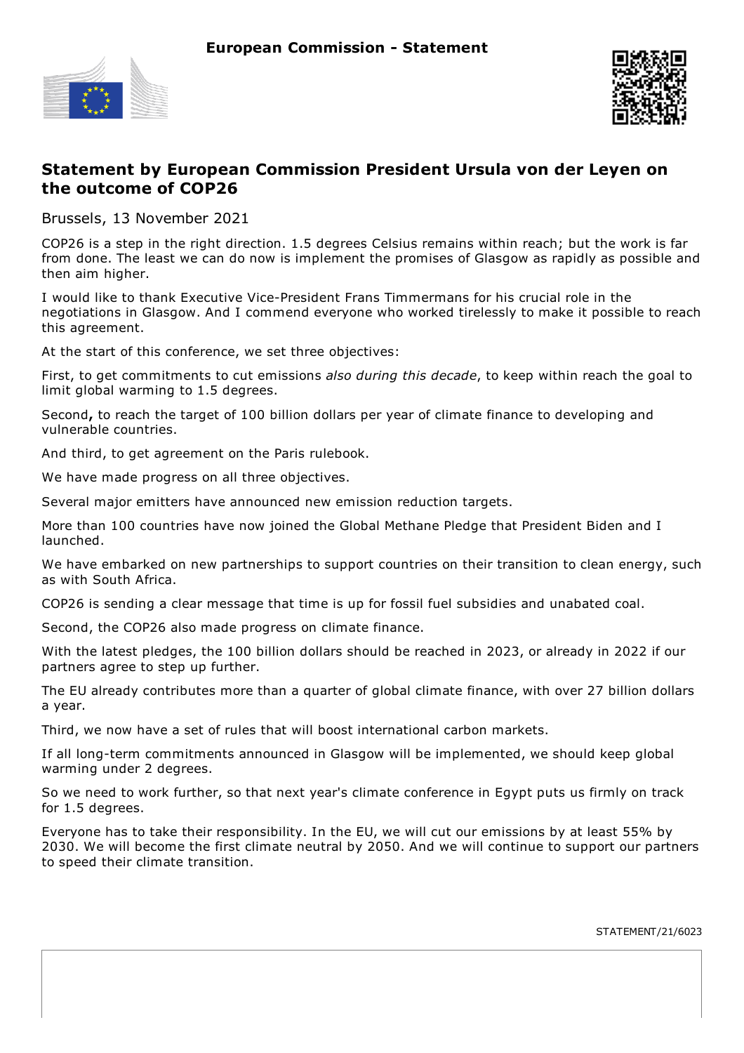European Commission - Statement

# Statement by European Commission President Ursula von der Leyen on the outcome of COP26

Brussels, 13 November 2021

COP26 is a step in the right direction. 1.5 degrees Celsius remains within reach; but the work is far from done. The least we can do now is implement the promises of Glasgow as rapidly as possible and then aim higher.

I would like to thank Executive Vice-President Frans Timmermans for his crucial role in the negotiations in Glasgow. And I commend everyone who worked tirelessly to make it possible to reach this agreement.

At the start of this conference, we set three objectives:

First, to get commitments to cut emissions *also during this decade*, to keep within reach the goal to limit global warming to 1.5 degrees.

Second**,** to reach the target of 100 billion dollars per year of climate finance to developing and vulnerable countries.

And third, to get agreement on the Paris rulebook.

We have made progress on all three objectives.

Several major emitters have announced new emission reduction targets.

More than 100 countries have now joined the Global Methane Pledge that President Biden and I launched.

We have embarked on new partnerships to support countries on their transition to clean energy, such as with South Africa.

COP26 is sending a clear message that time is up for fossil fuel subsidies and unabated coal.

Second, the COP26 also made progress on climate finance.

With the latest pledges, the 100 billion dollars should be reached in 2023, or already in 2022 if our partners agree to step up further.

The EU already contributes more than a quarter of global climate finance, with over 27 billion dollars a year.

Third, we now have a set of rules that will boost international carbon markets.

If all long-term commitments announced in Glasgow will be implemented, we should keep global warming under 2 degrees.

So we need to work further, so that next year's climate conference in Egypt puts us firmly on track for 1.5 degrees.

Everyone has to take their responsibility. In the EU, we will cut our emissions by at least 55% by 2030. We will become the first climate neutral by 2050. And we will continue to support our partners to speed their climate transition.

STATEMENT/21/6023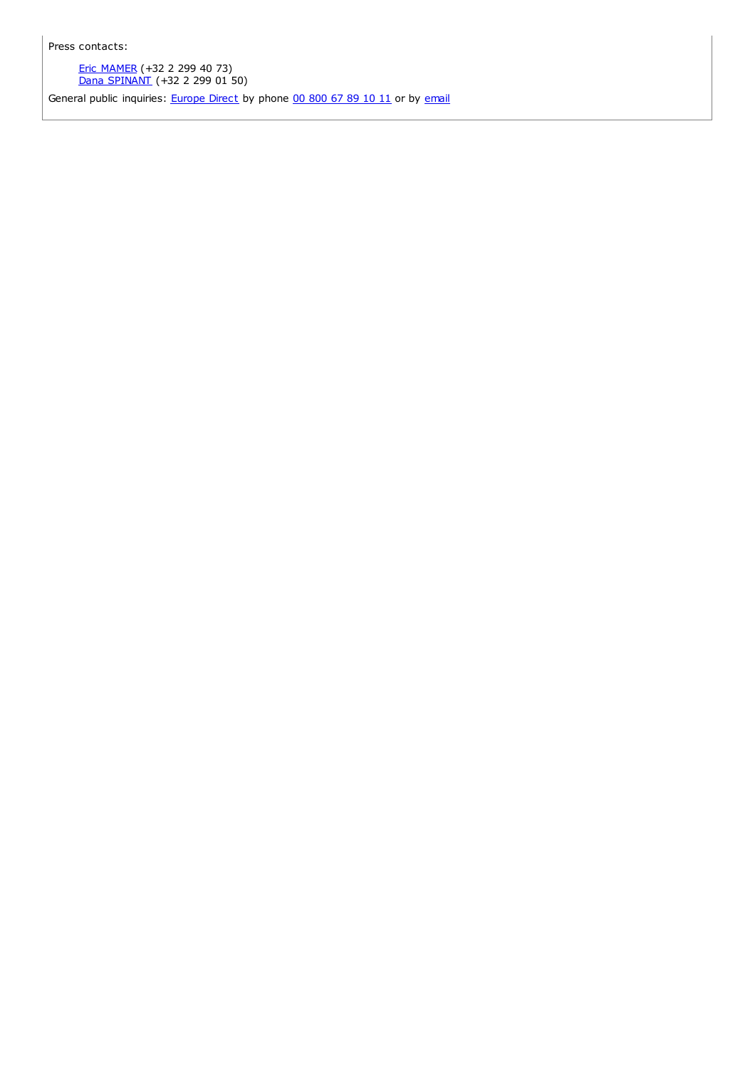Press contacts:

- Eric MAMER (+32 2 299 40 73)
- Dana SPINANT (+32 2 299 01 50)

General public inquiries: Europe Direct by phone 00 800 67 89 10 11 or by email